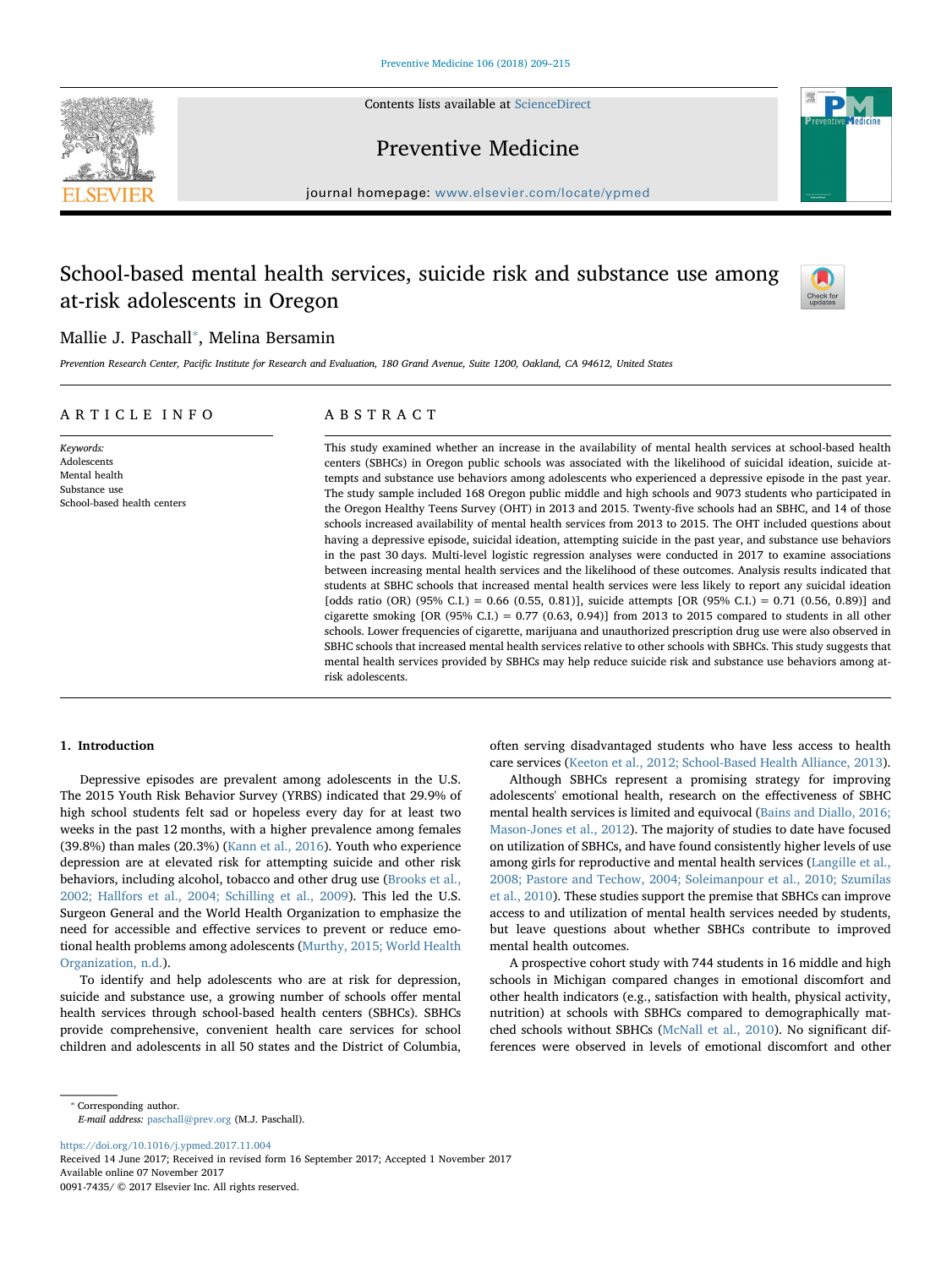# School-based mental health services, suicide risk and substance use among at-risk adolescents in Oregon

Mallie J. Paschall*, Melina Bersamin

*Prevention Research Center, Pacific Institute for Research and Evaluation, 180 Grand Avenue, Suite 1200, Oakland, CA 94612, United States*

## ARTICLE INFO

*Keywords:*
Adolescents
Mental health
Substance use
School-based health centers

## ABSTRACT

This study examined whether an increase in the availability of mental health services at school-based health centers (SBHCs) in Oregon public schools was associated with the likelihood of suicidal ideation, suicide attempts and substance use behaviors among adolescents who experienced a depressive episode in the past year. The study sample included 168 Oregon public middle and high schools and 9073 students who participated in the Oregon Healthy Teens Survey (OHT) in 2013 and 2015. Twenty-five schools had an SBHC, and 14 of those schools increased availability of mental health services from 2013 to 2015. The OHT included questions about having a depressive episode, suicidal ideation, attempting suicide in the past year, and substance use behaviors in the past 30 days. Multi-level logistic regression analyses were conducted in 2017 to examine associations between increasing mental health services and the likelihood of these outcomes. Analysis results indicated that students at SBHC schools that increased mental health services were less likely to report any suicidal ideation [odds ratio (OR) (95% C.I.) = 0.66 (0.55, 0.81)], suicide attempts [OR (95% C.I.) = 0.71 (0.56, 0.89)] and cigarette smoking [OR (95% C.I.) = 0.77 (0.63, 0.94)] from 2013 to 2015 compared to students in all other schools. Lower frequencies of cigarette, marijuana and unauthorized prescription drug use were also observed in SBHC schools that increased mental health services relative to other schools with SBHCs. This study suggests that mental health services provided by SBHCs may help reduce suicide risk and substance use behaviors among at-risk adolescents.

## 1. Introduction

Depressive episodes are prevalent among adolescents in the U.S. The 2015 Youth Risk Behavior Survey (YRBS) indicated that 29.9% of high school students felt sad or hopeless every day for at least two weeks in the past 12 months, with a higher prevalence among females (39.8%) than males (20.3%) (Kann et al., 2016). Youth who experience depression are at elevated risk for attempting suicide and other risk behaviors, including alcohol, tobacco and other drug use (Brooks et al., 2002; Hallfors et al., 2004; Schilling et al., 2009). This led the U.S. Surgeon General and the World Health Organization to emphasize the need for accessible and effective services to prevent or reduce emotional health problems among adolescents (Murthy, 2015; World Health Organization, n.d.).

To identify and help adolescents who are at risk for depression, suicide and substance use, a growing number of schools offer mental health services through school-based health centers (SBHCs). SBHCs provide comprehensive, convenient health care services for school children and adolescents in all 50 states and the District of Columbia, often serving disadvantaged students who have less access to health care services (Keeton et al., 2012; School-Based Health Alliance, 2013).

Although SBHCs represent a promising strategy for improving adolescents' emotional health, research on the effectiveness of SBHC mental health services is limited and equivocal (Bains and Diallo, 2016; Mason-Jones et al., 2012). The majority of studies to date have focused on utilization of SBHCs, and have found consistently higher levels of use among girls for reproductive and mental health services (Langille et al., 2008; Pastore and Techow, 2004; Soleimanpour et al., 2010; Szumilas et al., 2010). These studies support the premise that SBHCs can improve access to and utilization of mental health services needed by students, but leave questions about whether SBHCs contribute to improved mental health outcomes.

A prospective cohort study with 744 students in 16 middle and high schools in Michigan compared changes in emotional discomfort and other health indicators (e.g., satisfaction with health, physical activity, nutrition) at schools with SBHCs compared to demographically matched schools without SBHCs (McNall et al., 2010). No significant differences were observed in levels of emotional discomfort and other

---

* Corresponding author.
*E-mail address:* paschall@prev.org (M.J. Paschall).

https://doi.org/10.1016/j.ypmed.2017.11.004
Received 14 June 2017; Received in revised form 16 September 2017; Accepted 1 November 2017
Available online 07 November 2017
0091-7435/ © 2017 Elsevier Inc. All rights reserved.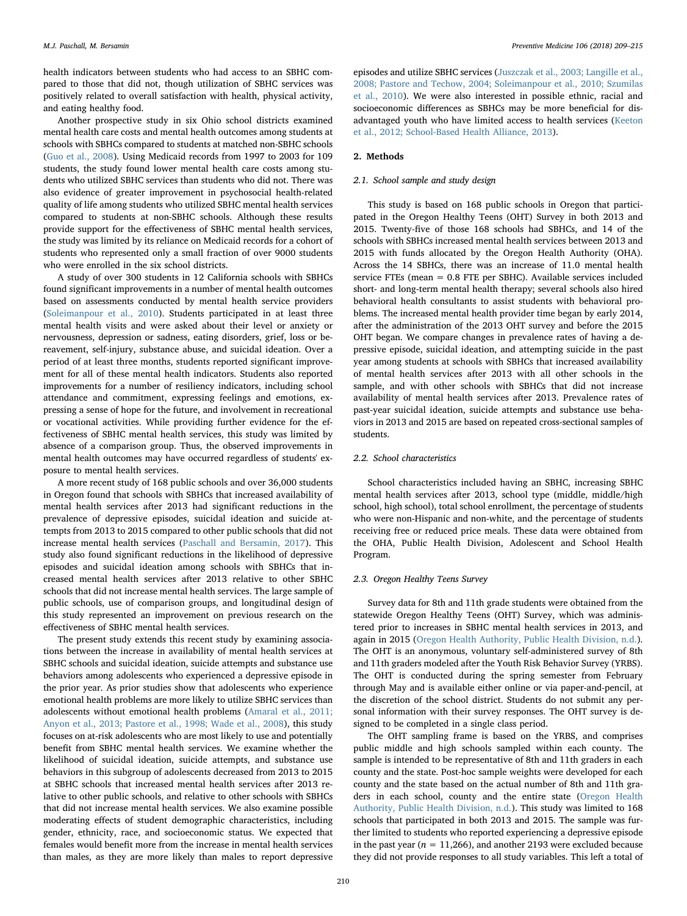health indicators between students who had access to an SBHC compared to those that did not, though utilization of SBHC services was positively related to overall satisfaction with health, physical activity, and eating healthy food.

Another prospective study in six Ohio school districts examined mental health care costs and mental health outcomes among students at schools with SBHCs compared to students at matched non-SBHC schools (Guo et al., 2008). Using Medicaid records from 1997 to 2003 for 109 students, the study found lower mental health care costs among students who utilized SBHC services than students who did not. There was also evidence of greater improvement in psychosocial health-related quality of life among students who utilized SBHC mental health services compared to students at non-SBHC schools. Although these results provide support for the effectiveness of SBHC mental health services, the study was limited by its reliance on Medicaid records for a cohort of students who represented only a small fraction of over 9000 students who were enrolled in the six school districts.

A study of over 300 students in 12 California schools with SBHCs found significant improvements in a number of mental health outcomes based on assessments conducted by mental health service providers (Soleimanpour et al., 2010). Students participated in at least three mental health visits and were asked about their level or anxiety or nervousness, depression or sadness, eating disorders, grief, loss or bereavement, self-injury, substance abuse, and suicidal ideation. Over a period of at least three months, students reported significant improvement for all of these mental health indicators. Students also reported improvements for a number of resiliency indicators, including school attendance and commitment, expressing feelings and emotions, expressing a sense of hope for the future, and involvement in recreational or vocational activities. While providing further evidence for the effectiveness of SBHC mental health services, this study was limited by absence of a comparison group. Thus, the observed improvements in mental health outcomes may have occurred regardless of students' exposure to mental health services.

A more recent study of 168 public schools and over 36,000 students in Oregon found that schools with SBHCs that increased availability of mental health services after 2013 had significant reductions in the prevalence of depressive episodes, suicidal ideation and suicide attempts from 2013 to 2015 compared to other public schools that did not increase mental health services (Paschall and Bersamin, 2017). This study also found significant reductions in the likelihood of depressive episodes and suicidal ideation among schools with SBHCs that increased mental health services after 2013 relative to other SBHC schools that did not increase mental health services. The large sample of public schools, use of comparison groups, and longitudinal design of this study represented an improvement on previous research on the effectiveness of SBHC mental health services.

The present study extends this recent study by examining associations between the increase in availability of mental health services at SBHC schools and suicidal ideation, suicide attempts and substance use behaviors among adolescents who experienced a depressive episode in the prior year. As prior studies show that adolescents who experience emotional health problems are more likely to utilize SBHC services than adolescents without emotional health problems (Amaral et al., 2011; Anyon et al., 2013; Pastore et al., 1998; Wade et al., 2008), this study focuses on at-risk adolescents who are most likely to use and potentially benefit from SBHC mental health services. We examine whether the likelihood of suicidal ideation, suicide attempts, and substance use behaviors in this subgroup of adolescents decreased from 2013 to 2015 at SBHC schools that increased mental health services after 2013 relative to other public schools, and relative to other schools with SBHCs that did not increase mental health services. We also examine possible moderating effects of student demographic characteristics, including gender, ethnicity, race, and socioeconomic status. We expected that females would benefit more from the increase in mental health services than males, as they are more likely than males to report depressive episodes and utilize SBHC services (Juszczak et al., 2003; Langille et al., 2008; Pastore and Techow, 2004; Soleimanpour et al., 2010; Szumilas et al., 2010). We were also interested in possible ethnic, racial and socioeconomic differences as SBHCs may be more beneficial for disadvantaged youth who have limited access to health services (Keeton et al., 2012; School-Based Health Alliance, 2013).

## 2. Methods

### 2.1. School sample and study design

This study is based on 168 public schools in Oregon that participated in the Oregon Healthy Teens (OHT) Survey in both 2013 and 2015. Twenty-five of those 168 schools had SBHCs, and 14 of the schools with SBHCs increased mental health services between 2013 and 2015 with funds allocated by the Oregon Health Authority (OHA). Across the 14 SBHCs, there was an increase of 11.0 mental health service FTEs (mean = 0.8 FTE per SBHC). Available services included short- and long-term mental health therapy; several schools also hired behavioral health consultants to assist students with behavioral problems. The increased mental health provider time began by early 2014, after the administration of the 2013 OHT survey and before the 2015 OHT began. We compare changes in prevalence rates of having a depressive episode, suicidal ideation, and attempting suicide in the past year among students at schools with SBHCs that increased availability of mental health services after 2013 with all other schools in the sample, and with other schools with SBHCs that did not increase availability of mental health services after 2013. Prevalence rates of past-year suicidal ideation, suicide attempts and substance use behaviors in 2013 and 2015 are based on repeated cross-sectional samples of students.

### 2.2. School characteristics

School characteristics included having an SBHC, increasing SBHC mental health services after 2013, school type (middle, middle/high school, high school), total school enrollment, the percentage of students who were non-Hispanic and non-white, and the percentage of students receiving free or reduced price meals. These data were obtained from the OHA, Public Health Division, Adolescent and School Health Program.

### 2.3. Oregon Healthy Teens Survey

Survey data for 8th and 11th grade students were obtained from the statewide Oregon Healthy Teens (OHT) Survey, which was administered prior to increases in SBHC mental health services in 2013, and again in 2015 (Oregon Health Authority, Public Health Division, n.d.). The OHT is an anonymous, voluntary self-administered survey of 8th and 11th graders modeled after the Youth Risk Behavior Survey (YRBS). The OHT is conducted during the spring semester from February through May and is available either online or via paper-and-pencil, at the discretion of the school district. Students do not submit any personal information with their survey responses. The OHT survey is designed to be completed in a single class period.

The OHT sampling frame is based on the YRBS, and comprises public middle and high schools sampled within each county. The sample is intended to be representative of 8th and 11th graders in each county and the state. Post-hoc sample weights were developed for each county and the state based on the actual number of 8th and 11th graders in each school, county and the entire state (Oregon Health Authority, Public Health Division, n.d.). This study was limited to 168 schools that participated in both 2013 and 2015. The sample was further limited to students who reported experiencing a depressive episode in the past year ($n$ = 11,266), and another 2193 were excluded because they did not provide responses to all study variables. This left a total of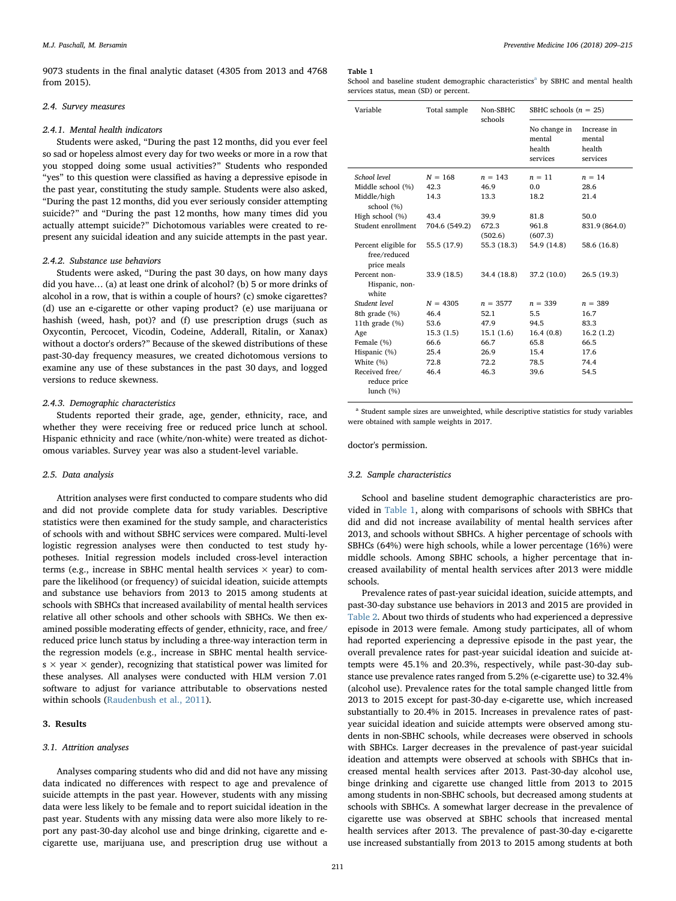9073 students in the final analytic dataset (4305 from 2013 and 4768 from 2015).

### 2.4. Survey measures

#### 2.4.1. Mental health indicators

Students were asked, "During the past 12 months, did you ever feel so sad or hopeless almost every day for two weeks or more in a row that you stopped doing some usual activities?" Students who responded "yes" to this question were classified as having a depressive episode in the past year, constituting the study sample. Students were also asked, "During the past 12 months, did you ever seriously consider attempting suicide?" and "During the past 12 months, how many times did you actually attempt suicide?" Dichotomous variables were created to represent any suicidal ideation and any suicide attempts in the past year.

#### 2.4.2. Substance use behaviors

Students were asked, "During the past 30 days, on how many days did you have… (a) at least one drink of alcohol? (b) 5 or more drinks of alcohol in a row, that is within a couple of hours? (c) smoke cigarettes? (d) use an e-cigarette or other vaping product? (e) use marijuana or hashish (weed, hash, pot)? and (f) use prescription drugs (such as Oxycontin, Percocet, Vicodin, Codeine, Adderall, Ritalin, or Xanax) without a doctor's orders?" Because of the skewed distributions of these past-30-day frequency measures, we created dichotomous versions to examine any use of these substances in the past 30 days, and logged versions to reduce skewness.

#### 2.4.3. Demographic characteristics

Students reported their grade, age, gender, ethnicity, race, and whether they were receiving free or reduced price lunch at school. Hispanic ethnicity and race (white/non-white) were treated as dichotomous variables. Survey year was also a student-level variable.

### 2.5. Data analysis

Attrition analyses were first conducted to compare students who did and did not provide complete data for study variables. Descriptive statistics were then examined for the study sample, and characteristics of schools with and without SBHC services were compared. Multi-level logistic regression analyses were then conducted to test study hypotheses. Initial regression models included cross-level interaction terms (e.g., increase in SBHC mental health services × year) to compare the likelihood (or frequency) of suicidal ideation, suicide attempts and substance use behaviors from 2013 to 2015 among students at schools with SBHCs that increased availability of mental health services relative all other schools and other schools with SBHCs. We then examined possible moderating effects of gender, ethnicity, race, and free/reduced price lunch status by including a three-way interaction term in the regression models (e.g., increase in SBHC mental health services × year × gender), recognizing that statistical power was limited for these analyses. All analyses were conducted with HLM version 7.01 software to adjust for variance attributable to observations nested within schools (Raudenbush et al., 2011).

## 3. Results

### 3.1. Attrition analyses

Analyses comparing students who did and did not have any missing data indicated no differences with respect to age and prevalence of suicide attempts in the past year. However, students with any missing data were less likely to be female and to report suicidal ideation in the past year. Students with any missing data were also more likely to report any past-30-day alcohol use and binge drinking, cigarette and e-cigarette use, marijuana use, and prescription drug use without a doctor's permission.

**Table 1**

School and baseline student demographic characteristics[a] by SBHC and mental health services status, mean (SD) or percent.

| Variable | Total sample | Non-SBHC schools | SBHC schools (n = 25) | |
|---|---|---|---|---|
| | | | No change in mental health services | Increase in mental health services |
| *School level* | $N = 168$ | $n = 143$ | $n = 11$ | $n = 14$ |
| Middle school (%) | 42.3 | 46.9 | 0.0 | 28.6 |
| Middle/high school (%) | 14.3 | 13.3 | 18.2 | 21.4 |
| High school (%) | 43.4 | 39.9 | 81.8 | 50.0 |
| Student enrollment | 704.6 (549.2) | 672.3 (502.6) | 961.8 (607.3) | 831.9 (864.0) |
| Percent eligible for free/reduced price meals | 55.5 (17.9) | 55.3 (18.3) | 54.9 (14.8) | 58.6 (16.8) |
| Percent non-Hispanic, non-white | 33.9 (18.5) | 34.4 (18.8) | 37.2 (10.0) | 26.5 (19.3) |
| *Student level* | $N = 4305$ | $n = 3577$ | $n = 339$ | $n = 389$ |
| 8th grade (%) | 46.4 | 52.1 | 5.5 | 16.7 |
| 11th grade (%) | 53.6 | 47.9 | 94.5 | 83.3 |
| Age | 15.3 (1.5) | 15.1 (1.6) | 16.4 (0.8) | 16.2 (1.2) |
| Female (%) | 66.6 | 66.7 | 65.8 | 66.5 |
| Hispanic (%) | 25.4 | 26.9 | 15.4 | 17.6 |
| White (%) | 72.8 | 72.2 | 78.5 | 74.4 |
| Received free/reduce price lunch (%) | 46.4 | 46.3 | 39.6 | 54.5 |

[a] Student sample sizes are unweighted, while descriptive statistics for study variables were obtained with sample weights in 2017.

### 3.2. Sample characteristics

School and baseline student demographic characteristics are provided in Table 1, along with comparisons of schools with SBHCs that did and did not increase availability of mental health services after 2013, and schools without SBHCs. A higher percentage of schools with SBHCs (64%) were high schools, while a lower percentage (16%) were middle schools. Among SBHC schools, a higher percentage that increased availability of mental health services after 2013 were middle schools.

Prevalence rates of past-year suicidal ideation, suicide attempts, and past-30-day substance use behaviors in 2013 and 2015 are provided in Table 2. About two thirds of students who had experienced a depressive episode in 2013 were female. Among study participants, all of whom had reported experiencing a depressive episode in the past year, the overall prevalence rates for past-year suicidal ideation and suicide attempts were 45.1% and 20.3%, respectively, while past-30-day substance use prevalence rates ranged from 5.2% (e-cigarette use) to 32.4% (alcohol use). Prevalence rates for the total sample changed little from 2013 to 2015 except for past-30-day e-cigarette use, which increased substantially to 20.4% in 2015. Increases in prevalence rates of past-year suicidal ideation and suicide attempts were observed among students in non-SBHC schools, while decreases were observed in schools with SBHCs. Larger decreases in the prevalence of past-year suicidal ideation and attempts were observed at schools with SBHCs that increased mental health services after 2013. Past-30-day alcohol use, binge drinking and cigarette use changed little from 2013 to 2015 among students in non-SBHC schools, but decreased among students at schools with SBHCs. A somewhat larger decrease in the prevalence of cigarette use was observed at SBHC schools that increased mental health services after 2013. The prevalence of past-30-day e-cigarette use increased substantially from 2013 to 2015 among students at both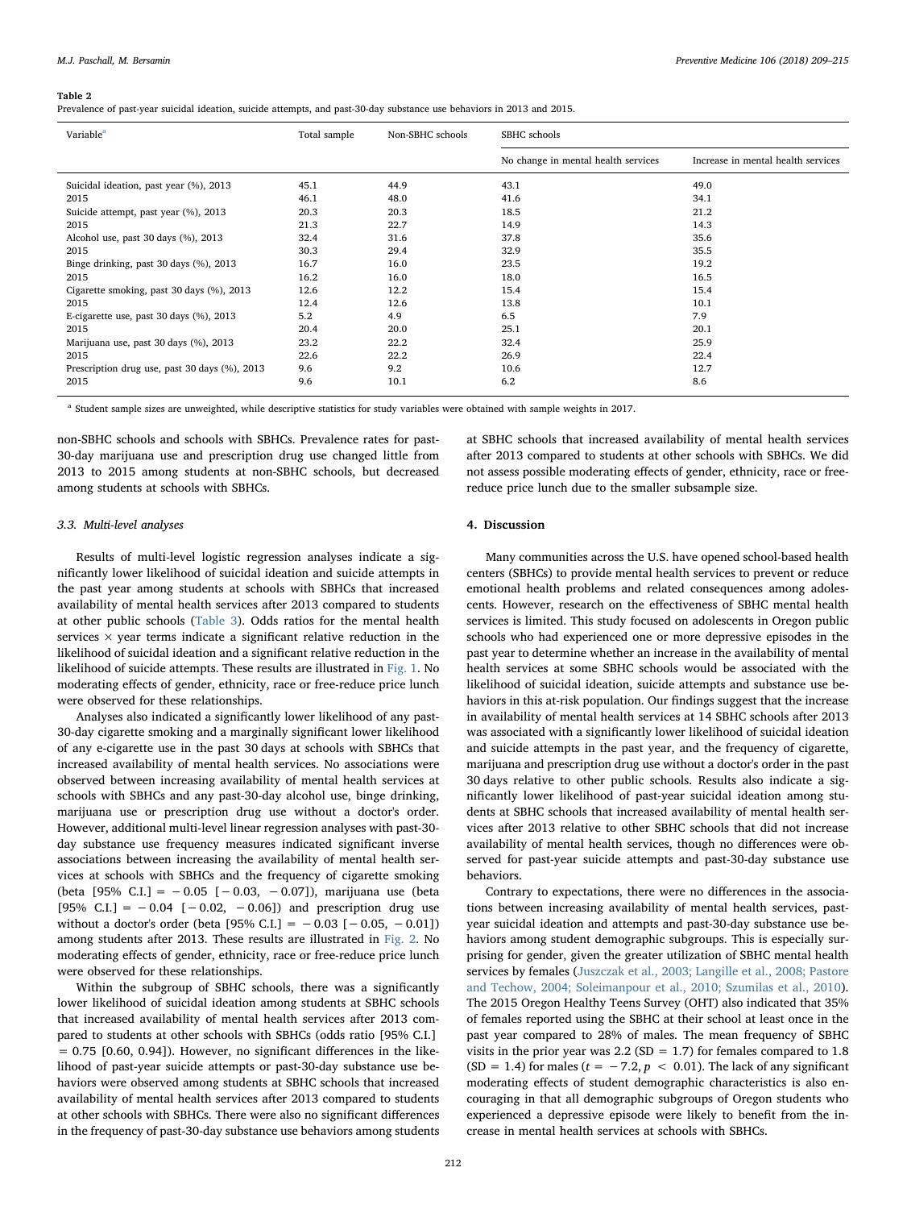**Table 2**
Prevalence of past-year suicidal ideation, suicide attempts, and past-30-day substance use behaviors in 2013 and 2015.

| Variable[a] | Total sample | Non-SBHC schools | SBHC schools | |
|---|---|---|---|---|
| | | | No change in mental health services | Increase in mental health services |
| Suicidal ideation, past year (%), 2013 | 45.1 | 44.9 | 43.1 | 49.0 |
| 2015 | 46.1 | 48.0 | 41.6 | 34.1 |
| Suicide attempt, past year (%), 2013 | 20.3 | 20.3 | 18.5 | 21.2 |
| 2015 | 21.3 | 22.7 | 14.9 | 14.3 |
| Alcohol use, past 30 days (%), 2013 | 32.4 | 31.6 | 37.8 | 35.6 |
| 2015 | 30.3 | 29.4 | 32.9 | 35.5 |
| Binge drinking, past 30 days (%), 2013 | 16.7 | 16.0 | 23.5 | 19.2 |
| 2015 | 16.2 | 16.0 | 18.0 | 16.5 |
| Cigarette smoking, past 30 days (%), 2013 | 12.6 | 12.2 | 15.4 | 15.4 |
| 2015 | 12.4 | 12.6 | 13.8 | 10.1 |
| E-cigarette use, past 30 days (%), 2013 | 5.2 | 4.9 | 6.5 | 7.9 |
| 2015 | 20.4 | 20.0 | 25.1 | 20.1 |
| Marijuana use, past 30 days (%), 2013 | 23.2 | 22.2 | 32.4 | 25.9 |
| 2015 | 22.6 | 22.2 | 26.9 | 22.4 |
| Prescription drug use, past 30 days (%), 2013 | 9.6 | 9.2 | 10.6 | 12.7 |
| 2015 | 9.6 | 10.1 | 6.2 | 8.6 |

[a] Student sample sizes are unweighted, while descriptive statistics for study variables were obtained with sample weights in 2017.

non-SBHC schools and schools with SBHCs. Prevalence rates for past-30-day marijuana use and prescription drug use changed little from 2013 to 2015 among students at non-SBHC schools, but decreased among students at schools with SBHCs.

### 3.3. Multi-level analyses

Results of multi-level logistic regression analyses indicate a significantly lower likelihood of suicidal ideation and suicide attempts in the past year among students at schools with SBHCs that increased availability of mental health services after 2013 compared to students at other public schools (Table 3). Odds ratios for the mental health services × year terms indicate a significant relative reduction in the likelihood of suicidal ideation and a significant relative reduction in the likelihood of suicide attempts. These results are illustrated in Fig. 1. No moderating effects of gender, ethnicity, race or free-reduce price lunch were observed for these relationships.

Analyses also indicated a significantly lower likelihood of any past-30-day cigarette smoking and a marginally significant lower likelihood of any e-cigarette use in the past 30 days at schools with SBHCs that increased availability of mental health services. No associations were observed between increasing availability of mental health services at schools with SBHCs and any past-30-day alcohol use, binge drinking, marijuana use or prescription drug use without a doctor's order. However, additional multi-level linear regression analyses with past-30-day substance use frequency measures indicated significant inverse associations between increasing the availability of mental health services at schools with SBHCs and the frequency of cigarette smoking (beta [95% C.I.] = −0.05 [−0.03, −0.07]), marijuana use (beta [95% C.I.] = −0.04 [−0.02, −0.06]) and prescription drug use without a doctor's order (beta [95% C.I.] = −0.03 [−0.05, −0.01]) among students after 2013. These results are illustrated in Fig. 2. No moderating effects of gender, ethnicity, race or free-reduce price lunch were observed for these relationships.

Within the subgroup of SBHC schools, there was a significantly lower likelihood of suicidal ideation among students at SBHC schools that increased availability of mental health services after 2013 compared to students at other schools with SBHCs (odds ratio [95% C.I.] = 0.75 [0.60, 0.94]). However, no significant differences in the likelihood of past-year suicide attempts or past-30-day substance use behaviors were observed among students at SBHC schools that increased availability of mental health services after 2013 compared to students at other schools with SBHCs. There were also no significant differences in the frequency of past-30-day substance use behaviors among students at SBHC schools that increased availability of mental health services after 2013 compared to students at other schools with SBHCs. We did not assess possible moderating effects of gender, ethnicity, race or free-reduce price lunch due to the smaller subsample size.

## 4. Discussion

Many communities across the U.S. have opened school-based health centers (SBHCs) to provide mental health services to prevent or reduce emotional health problems and related consequences among adolescents. However, research on the effectiveness of SBHC mental health services is limited. This study focused on adolescents in Oregon public schools who had experienced one or more depressive episodes in the past year to determine whether an increase in the availability of mental health services at some SBHC schools would be associated with the likelihood of suicidal ideation, suicide attempts and substance use behaviors in this at-risk population. Our findings suggest that the increase in availability of mental health services at 14 SBHC schools after 2013 was associated with a significantly lower likelihood of suicidal ideation and suicide attempts in the past year, and the frequency of cigarette, marijuana and prescription drug use without a doctor's order in the past 30 days relative to other public schools. Results also indicate a significantly lower likelihood of past-year suicidal ideation among students at SBHC schools that increased availability of mental health services after 2013 relative to other SBHC schools that did not increase availability of mental health services, though no differences were observed for past-year suicide attempts and past-30-day substance use behaviors.

Contrary to expectations, there were no differences in the associations between increasing availability of mental health services, past-year suicidal ideation and attempts and past-30-day substance use behaviors among student demographic subgroups. This is especially surprising for gender, given the greater utilization of SBHC mental health services by females (Juszczak et al., 2003; Langille et al., 2008; Pastore and Techow, 2004; Soleimanpour et al., 2010; Szumilas et al., 2010). The 2015 Oregon Healthy Teens Survey (OHT) also indicated that 35% of females reported using the SBHC at their school at least once in the past year compared to 28% of males. The mean frequency of SBHC visits in the prior year was 2.2 (SD = 1.7) for females compared to 1.8 (SD = 1.4) for males ($t = -7.2, p < 0.01$). The lack of any significant moderating effects of student demographic characteristics is also encouraging in that all demographic subgroups of Oregon students who experienced a depressive episode were likely to benefit from the increase in mental health services at schools with SBHCs.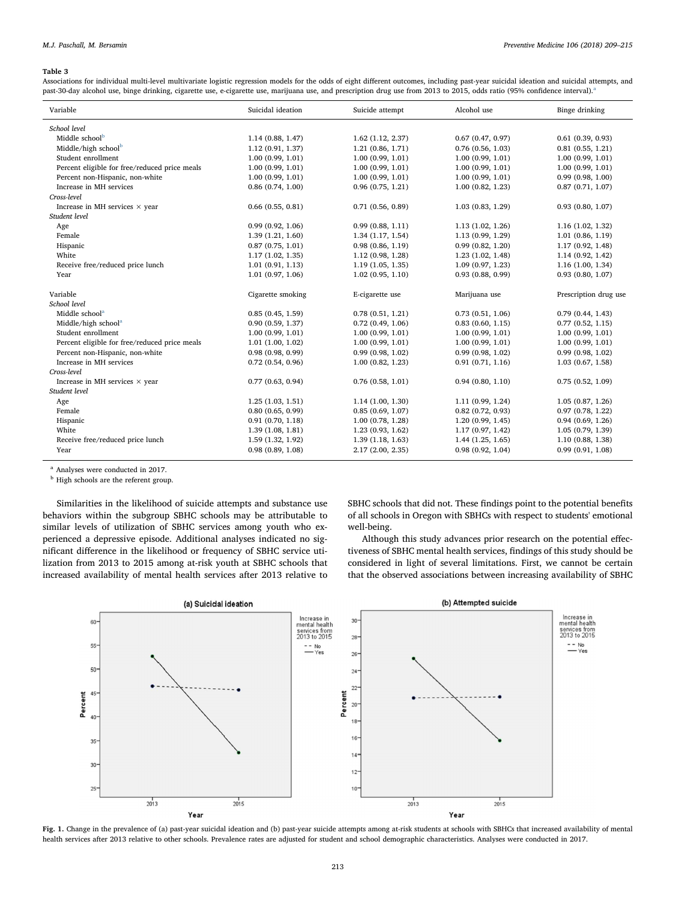**Table 3**

Associations for individual multi-level multivariate logistic regression models for the odds of eight different outcomes, including past-year suicidal ideation and suicidal attempts, and past-30-day alcohol use, binge drinking, cigarette use, e-cigarette use, marijuana use, and prescription drug use from 2013 to 2015, odds ratio (95% confidence interval).[a]

| Variable | Suicidal ideation | Suicide attempt | Alcohol use | Binge drinking |
|---|---|---|---|---|
| *School level* | | | | |
| Middle school[b] | 1.14 (0.88, 1.47) | 1.62 (1.12, 2.37) | 0.67 (0.47, 0.97) | 0.61 (0.39, 0.93) |
| Middle/high school[b] | 1.12 (0.91, 1.37) | 1.21 (0.86, 1.71) | 0.76 (0.56, 1.03) | 0.81 (0.55, 1.21) |
| Student enrollment | 1.00 (0.99, 1.01) | 1.00 (0.99, 1.01) | 1.00 (0.99, 1.01) | 1.00 (0.99, 1.01) |
| Percent eligible for free/reduced price meals | 1.00 (0.99, 1.01) | 1.00 (0.99, 1.01) | 1.00 (0.99, 1.01) | 1.00 (0.99, 1.01) |
| Percent non-Hispanic, non-white | 1.00 (0.99, 1.01) | 1.00 (0.99, 1.01) | 1.00 (0.99, 1.01) | 0.99 (0.98, 1.00) |
| Increase in MH services | 0.86 (0.74, 1.00) | 0.96 (0.75, 1.21) | 1.00 (0.82, 1.23) | 0.87 (0.71, 1.07) |
| *Cross-level* | | | | |
| Increase in MH services × year | 0.66 (0.55, 0.81) | 0.71 (0.56, 0.89) | 1.03 (0.83, 1.29) | 0.93 (0.80, 1.07) |
| *Student level* | | | | |
| Age | 0.99 (0.92, 1.06) | 0.99 (0.88, 1.11) | 1.13 (1.02, 1.26) | 1.16 (1.02, 1.32) |
| Female | 1.39 (1.21, 1.60) | 1.34 (1.17, 1.54) | 1.13 (0.99, 1.29) | 1.01 (0.86, 1.19) |
| Hispanic | 0.87 (0.75, 1.01) | 0.98 (0.86, 1.19) | 0.99 (0.82, 1.20) | 1.17 (0.92, 1.48) |
| White | 1.17 (1.02, 1.35) | 1.12 (0.98, 1.28) | 1.23 (1.02, 1.48) | 1.14 (0.92, 1.42) |
| Receive free/reduced price lunch | 1.01 (0.91, 1.13) | 1.19 (1.05, 1.35) | 1.09 (0.97, 1.23) | 1.16 (1.00, 1.34) |
| Year | 1.01 (0.97, 1.06) | 1.02 (0.95, 1.10) | 0.93 (0.88, 0.99) | 0.93 (0.80, 1.07) |
| **Variable** | **Cigarette smoking** | **E-cigarette use** | **Marijuana use** | **Prescription drug use** |
| *School level* | | | | |
| Middle school[a] | 0.85 (0.45, 1.59) | 0.78 (0.51, 1.21) | 0.73 (0.51, 1.06) | 0.79 (0.44, 1.43) |
| Middle/high school[a] | 0.90 (0.59, 1.37) | 0.72 (0.49, 1.06) | 0.83 (0.60, 1.15) | 0.77 (0.52, 1.15) |
| Student enrollment | 1.00 (0.99, 1.01) | 1.00 (0.99, 1.01) | 1.00 (0.99, 1.01) | 1.00 (0.99, 1.01) |
| Percent eligible for free/reduced price meals | 1.01 (1.00, 1.02) | 1.00 (0.99, 1.01) | 1.00 (0.99, 1.01) | 1.00 (0.99, 1.01) |
| Percent non-Hispanic, non-white | 0.98 (0.98, 0.99) | 0.99 (0.98, 1.02) | 0.99 (0.98, 1.02) | 0.99 (0.98, 1.02) |
| Increase in MH services | 0.72 (0.54, 0.96) | 1.00 (0.82, 1.23) | 0.91 (0.71, 1.16) | 1.03 (0.67, 1.58) |
| *Cross-level* | | | | |
| Increase in MH services × year | 0.77 (0.63, 0.94) | 0.76 (0.58, 1.01) | 0.94 (0.80, 1.10) | 0.75 (0.52, 1.09) |
| *Student level* | | | | |
| Age | 1.25 (1.03, 1.51) | 1.14 (1.00, 1.30) | 1.11 (0.99, 1.24) | 1.05 (0.87, 1.26) |
| Female | 0.80 (0.65, 0.99) | 0.85 (0.69, 1.07) | 0.82 (0.72, 0.93) | 0.97 (0.78, 1.22) |
| Hispanic | 0.91 (0.70, 1.18) | 1.00 (0.78, 1.28) | 1.20 (0.99, 1.45) | 0.94 (0.69, 1.26) |
| White | 1.39 (1.08, 1.81) | 1.23 (0.93, 1.62) | 1.17 (0.97, 1.42) | 1.05 (0.79, 1.39) |
| Receive free/reduced price lunch | 1.59 (1.32, 1.92) | 1.39 (1.18, 1.63) | 1.44 (1.25, 1.65) | 1.10 (0.88, 1.38) |
| Year | 0.98 (0.89, 1.08) | 2.17 (2.00, 2.35) | 0.98 (0.92, 1.04) | 0.99 (0.91, 1.08) |

[a] Analyses were conducted in 2017.

[b] High schools are the referent group.

Similarities in the likelihood of suicide attempts and substance use behaviors within the subgroup SBHC schools may be attributable to similar levels of utilization of SBHC services among youth who experienced a depressive episode. Additional analyses indicated no significant difference in the likelihood or frequency of SBHC service utilization from 2013 to 2015 among at-risk youth at SBHC schools that increased availability of mental health services after 2013 relative to SBHC schools that did not. These findings point to the potential benefits of all schools in Oregon with SBHCs with respect to students' emotional well-being.

Although this study advances prior research on the potential effectiveness of SBHC mental health services, findings of this study should be considered in light of several limitations. First, we cannot be certain that the observed associations between increasing availability of SBHC

**Fig. 1.** Change in the prevalence of (a) past-year suicidal ideation and (b) past-year suicide attempts among at-risk students at schools with SBHCs that increased availability of mental health services after 2013 relative to other schools. Prevalence rates are adjusted for student and school demographic characteristics. Analyses were conducted in 2017.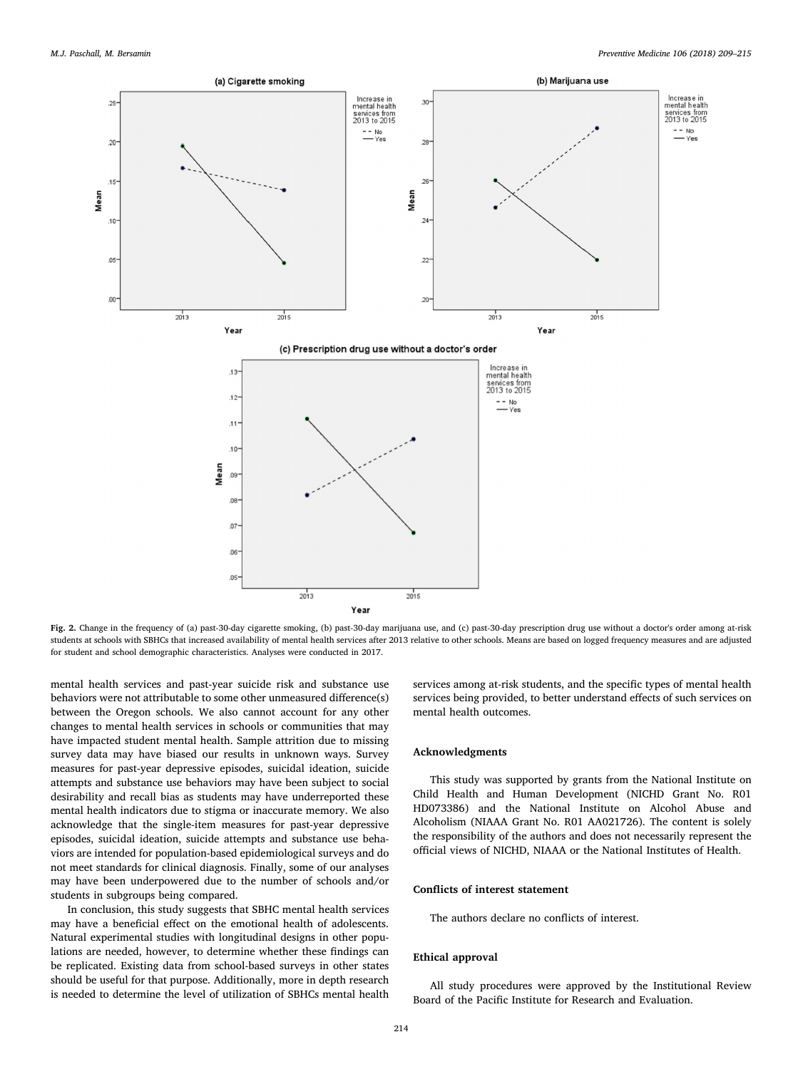(a) Cigarette smoking

Increase in mental health services from 2013 to 2015

- - No

— Yes

Mean

.25
.20
.15
.10
.05
.00

2013
2015

Year

(b) Marijuana use

Increase in mental health services from 2013 to 2015

- - No

— Yes

Mean

.30
.28
.26
.24
.22
.20

2013
2015

Year

(c) Prescription drug use without a doctor's order

Increase in mental health services from 2013 to 2015

- - No

— Yes

Mean

.13
.12
.11
.10
.09
.08
.07
.06
.05

2013
2015

Year

**Fig. 2.** Change in the frequency of (a) past-30-day cigarette smoking, (b) past-30-day marijuana use, and (c) past-30-day prescription drug use without a doctor's order among at-risk students at schools with SBHCs that increased availability of mental health services after 2013 relative to other schools. Means are based on logged frequency measures and are adjusted for student and school demographic characteristics. Analyses were conducted in 2017.

mental health services and past-year suicide risk and substance use behaviors were not attributable to some other unmeasured difference(s) between the Oregon schools. We also cannot account for any other changes to mental health services in schools or communities that may have impacted student mental health. Sample attrition due to missing survey data may have biased our results in unknown ways. Survey measures for past-year depressive episodes, suicidal ideation, suicide attempts and substance use behaviors may have been subject to social desirability and recall bias as students may have underreported these mental health indicators due to stigma or inaccurate memory. We also acknowledge that the single-item measures for past-year depressive episodes, suicidal ideation, suicide attempts and substance use behaviors are intended for population-based epidemiological surveys and do not meet standards for clinical diagnosis. Finally, some of our analyses may have been underpowered due to the number of schools and/or students in subgroups being compared.

In conclusion, this study suggests that SBHC mental health services may have a beneficial effect on the emotional health of adolescents. Natural experimental studies with longitudinal designs in other populations are needed, however, to determine whether these findings can be replicated. Existing data from school-based surveys in other states should be useful for that purpose. Additionally, more in depth research is needed to determine the level of utilization of SBHCs mental health services among at-risk students, and the specific types of mental health services being provided, to better understand effects of such services on mental health outcomes.

## Acknowledgments

This study was supported by grants from the National Institute on Child Health and Human Development (NICHD Grant No. R01 HD073386) and the National Institute on Alcohol Abuse and Alcoholism (NIAAA Grant No. R01 AA021726). The content is solely the responsibility of the authors and does not necessarily represent the official views of NICHD, NIAAA or the National Institutes of Health.

## Conflicts of interest statement

The authors declare no conflicts of interest.

## Ethical approval

All study procedures were approved by the Institutional Review Board of the Pacific Institute for Research and Evaluation.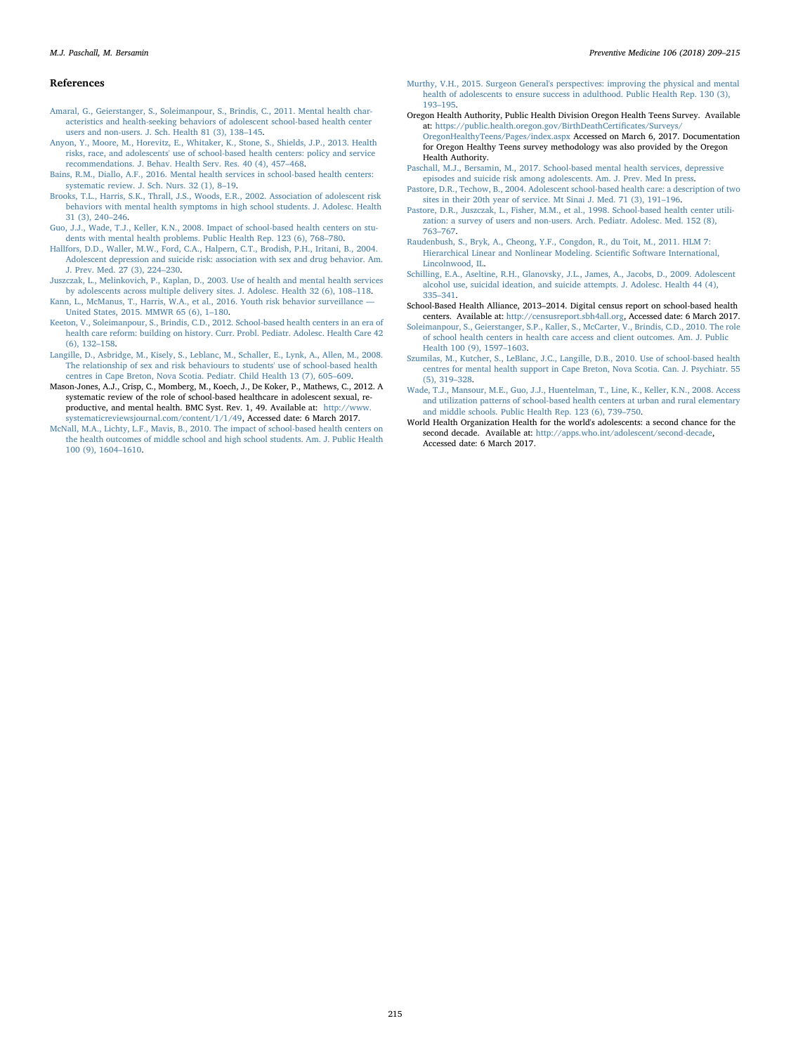## References

Amaral, G., Geierstanger, S., Soleimanpour, S., Brindis, C., 2011. Mental health characteristics and health-seeking behaviors of adolescent school-based health center users and non-users. J. Sch. Health 81 (3), 138–145.

Anyon, Y., Moore, M., Horevitz, E., Whitaker, K., Stone, S., Shields, J.P., 2013. Health risks, race, and adolescents' use of school-based health centers: policy and service recommendations. J. Behav. Health Serv. Res. 40 (4), 457–468.

Bains, R.M., Diallo, A.F., 2016. Mental health services in school-based health centers: systematic review. J. Sch. Nurs. 32 (1), 8–19.

Brooks, T.L., Harris, S.K., Thrall, J.S., Woods, E.R., 2002. Association of adolescent risk behaviors with mental health symptoms in high school students. J. Adolesc. Health 31 (3), 240–246.

Guo, J.J., Wade, T.J., Keller, K.N., 2008. Impact of school-based health centers on students with mental health problems. Public Health Rep. 123 (6), 768–780.

Hallfors, D.D., Waller, M.W., Ford, C.A., Halpern, C.T., Brodish, P.H., Iritani, B., 2004. Adolescent depression and suicide risk: association with sex and drug behavior. Am. J. Prev. Med. 27 (3), 224–230.

Juszczak, L., Melinkovich, P., Kaplan, D., 2003. Use of health and mental health services by adolescents across multiple delivery sites. J. Adolesc. Health 32 (6), 108–118.

Kann, L., McManus, T., Harris, W.A., et al., 2016. Youth risk behavior surveillance — United States, 2015. MMWR 65 (6), 1–180.

Keeton, V., Soleimanpour, S., Brindis, C.D., 2012. School-based health centers in an era of health care reform: building on history. Curr. Probl. Pediatr. Adolesc. Health Care 42 (6), 132–158.

Langille, D., Asbridge, M., Kisely, S., Leblanc, M., Schaller, E., Lynk, A., Allen, M., 2008. The relationship of sex and risk behaviours to students' use of school-based health centres in Cape Breton, Nova Scotia. Pediatr. Child Health 13 (7), 605–609.

Mason-Jones, A.J., Crisp, C., Momberg, M., Koech, J., De Koker, P., Mathews, C., 2012. A systematic review of the role of school-based healthcare in adolescent sexual, reproductive, and mental health. BMC Syst. Rev. 1, 49. Available at: http://www.systematicreviewsjournal.com/content/1/1/49, Accessed date: 6 March 2017.

McNall, M.A., Lichty, L.F., Mavis, B., 2010. The impact of school-based health centers on the health outcomes of middle school and high school students. Am. J. Public Health 100 (9), 1604–1610.

Murthy, V.H., 2015. Surgeon General's perspectives: improving the physical and mental health of adolescents to ensure success in adulthood. Public Health Rep. 130 (3), 193–195.

Oregon Health Authority, Public Health Division Oregon Health Teens Survey. Available at: https://public.health.oregon.gov/BirthDeathCertificates/Surveys/OregonHealthyTeens/Pages/index.aspx Accessed on March 6, 2017. Documentation for Oregon Healthy Teens survey methodology was also provided by the Oregon Health Authority.

Paschall, M.J., Bersamin, M., 2017. School-based mental health services, depressive episodes and suicide risk among adolescents. Am. J. Prev. Med In press.

Pastore, D.R., Techow, B., 2004. Adolescent school-based health care: a description of two sites in their 20th year of service. Mt Sinai J. Med. 71 (3), 191–196.

Pastore, D.R., Juszczak, L., Fisher, M.M., et al., 1998. School-based health center utilization: a survey of users and non-users. Arch. Pediatr. Adolesc. Med. 152 (8), 763–767.

Raudenbush, S., Bryk, A., Cheong, Y.F., Congdon, R., du Toit, M., 2011. HLM 7: Hierarchical Linear and Nonlinear Modeling. Scientific Software International, Lincolnwood, IL.

Schilling, E.A., Aseltine, R.H., Glanovsky, J.L., James, A., Jacobs, D., 2009. Adolescent alcohol use, suicidal ideation, and suicide attempts. J. Adolesc. Health 44 (4), 335–341.

School-Based Health Alliance, 2013–2014. Digital census report on school-based health centers. Available at: http://censusreport.sbh4all.org, Accessed date: 6 March 2017.

Soleimanpour, S., Geierstanger, S.P., Kaller, S., McCarter, V., Brindis, C.D., 2010. The role of school health centers in health care access and client outcomes. Am. J. Public Health 100 (9), 1597–1603.

Szumilas, M., Kutcher, S., LeBlanc, J.C., Langille, D.B., 2010. Use of school-based health centres for mental health support in Cape Breton, Nova Scotia. Can. J. Psychiatr. 55 (5), 319–328.

Wade, T.J., Mansour, M.E., Guo, J.J., Huentelman, T., Line, K., Keller, K.N., 2008. Access and utilization patterns of school-based health centers at urban and rural elementary and middle schools. Public Health Rep. 123 (6), 739–750.

World Health Organization Health for the world's adolescents: a second chance for the second decade. Available at: http://apps.who.int/adolescent/second-decade, Accessed date: 6 March 2017.